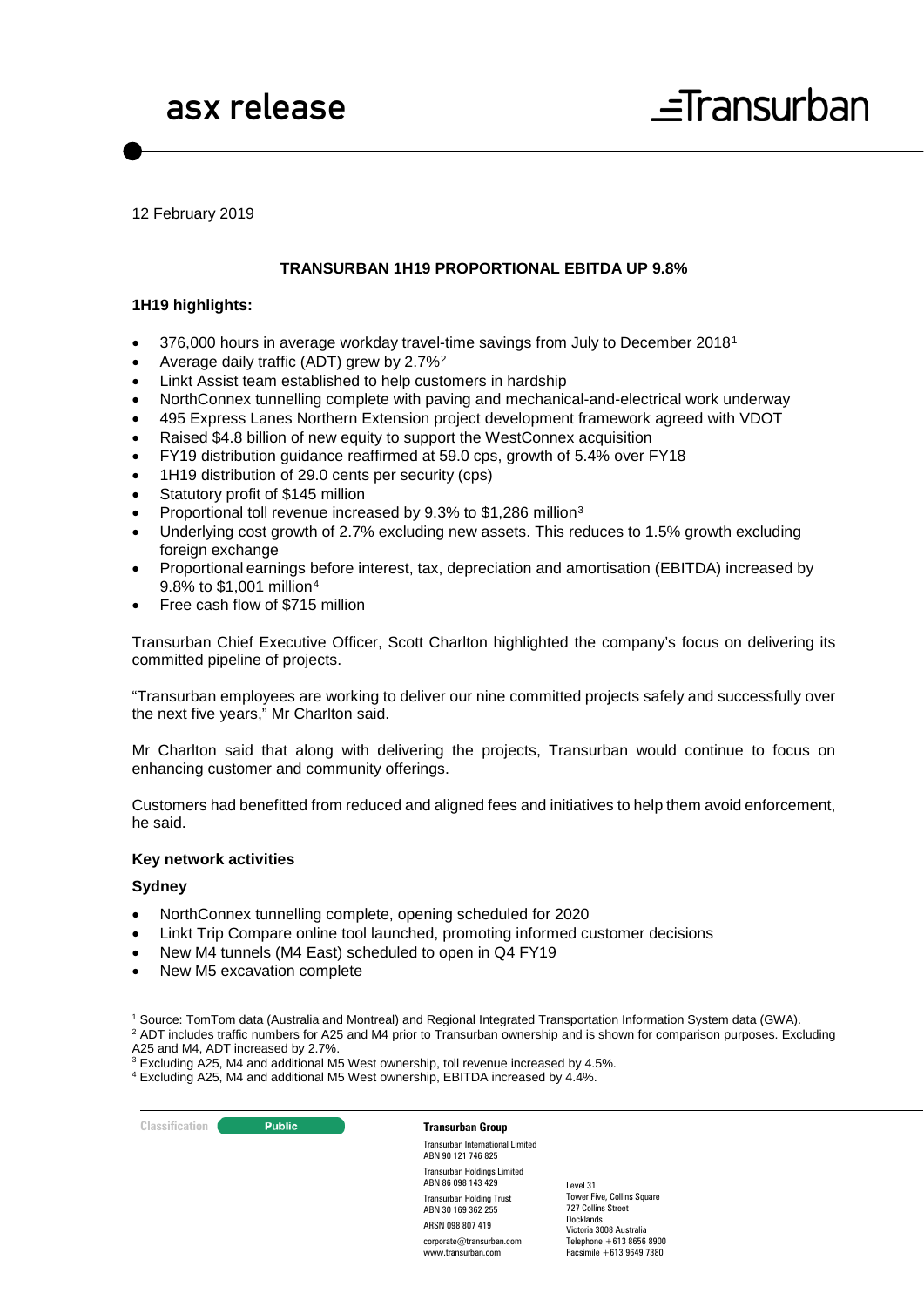# asx release

12 February 2019

**TRANSURBAN 1H19 PROPORTIONAL EBITDA UP 9.8%**

**1H19 highlights:**

- 376,000 hours in average workday travel-time savings from July to December 2018[1]
- Average daily traffic (ADT) grew by 2.7%[2]
- Linkt Assist team established to help customers in hardship
- NorthConnex tunnelling complete with paving and mechanical-and-electrical work underway
- 495 Express Lanes Northern Extension project development framework agreed with VDOT
- Raised $4.8 billion of new equity to support the WestConnex acquisition
- FY19 distribution guidance reaffirmed at 59.0 cps, growth of 5.4% over FY18
- 1H19 distribution of 29.0 cents per security (cps)
- Statutory profit of $145 million
- Proportional toll revenue increased by 9.3% to $1,286 million[3]
- Underlying cost growth of 2.7% excluding new assets. This reduces to 1.5% growth excluding foreign exchange
- Proportional earnings before interest, tax, depreciation and amortisation (EBITDA) increased by 9.8% to $1,001 million[4]
- Free cash flow of $715 million

Transurban Chief Executive Officer, Scott Charlton highlighted the company's focus on delivering its committed pipeline of projects.

"Transurban employees are working to deliver our nine committed projects safely and successfully over the next five years," Mr Charlton said.

Mr Charlton said that along with delivering the projects, Transurban would continue to focus on enhancing customer and community offerings.

Customers had benefitted from reduced and aligned fees and initiatives to help them avoid enforcement, he said.

**Key network activities**

**Sydney**

- NorthConnex tunnelling complete, opening scheduled for 2020
- Linkt Trip Compare online tool launched, promoting informed customer decisions
- New M4 tunnels (M4 East) scheduled to open in Q4 FY19
- New M5 excavation complete

[1] Source: TomTom data (Australia and Montreal) and Regional Integrated Transportation Information System data (GWA).

[2] ADT includes traffic numbers for A25 and M4 prior to Transurban ownership and is shown for comparison purposes. Excluding A25 and M4, ADT increased by 2.7%.

[3] Excluding A25, M4 and additional M5 West ownership, toll revenue increased by 4.5%.

[4] Excluding A25, M4 and additional M5 West ownership, EBITDA increased by 4.4%.

Classification: Public

**Transurban Group**

Transurban International Limited
ABN 90 121 746 825

Transurban Holdings Limited
ABN 86 098 143 429

Transurban Holding Trust
ABN 30 169 362 255
ARSN 098 807 419

corporate@transurban.com
www.transurban.com

Level 31
Tower Five, Collins Square
727 Collins Street
Docklands
Victoria 3008 Australia
Telephone +613 8656 8900
Facsimile +613 9649 7380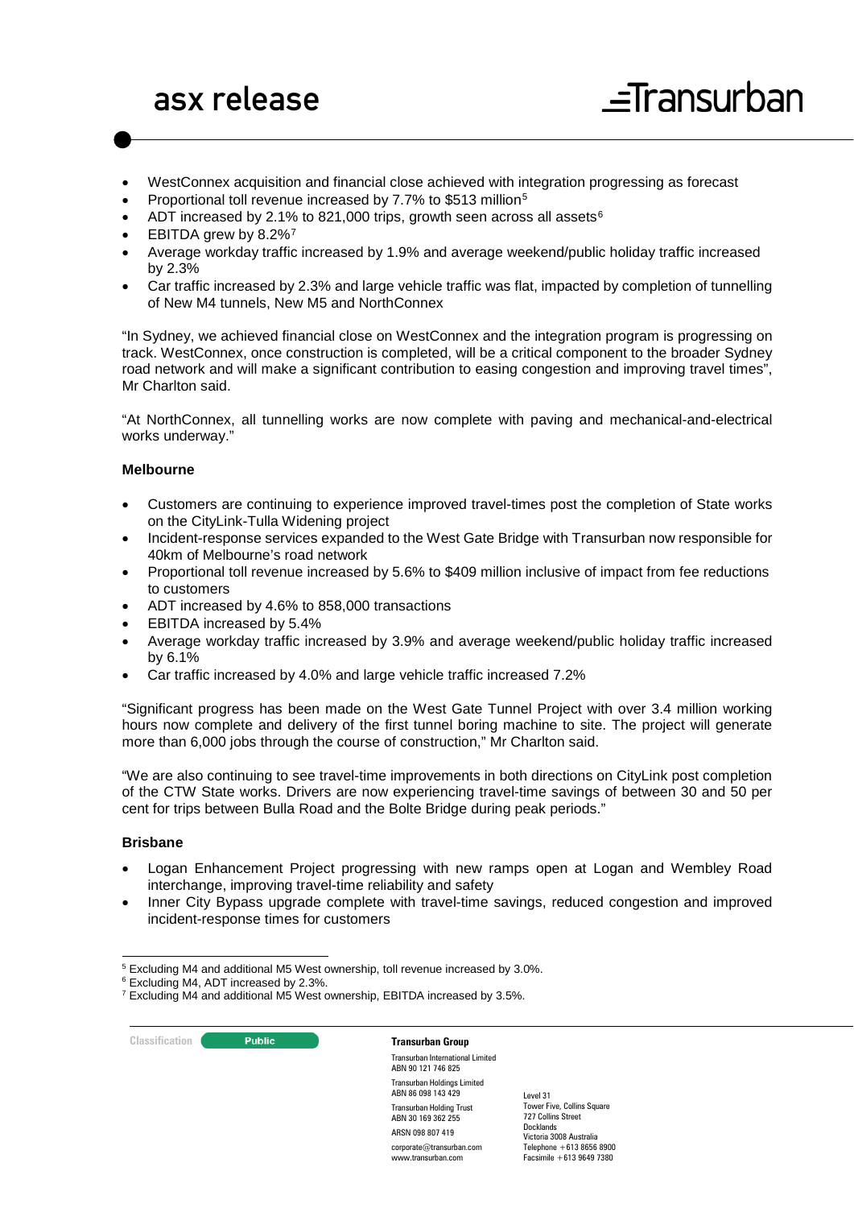- WestConnex acquisition and financial close achieved with integration progressing as forecast
- Proportional toll revenue increased by 7.7% to $513 million[5]
- ADT increased by 2.1% to 821,000 trips, growth seen across all assets[6]
- EBITDA grew by 8.2%[7]
- Average workday traffic increased by 1.9% and average weekend/public holiday traffic increased by 2.3%
- Car traffic increased by 2.3% and large vehicle traffic was flat, impacted by completion of tunnelling of New M4 tunnels, New M5 and NorthConnex

"In Sydney, we achieved financial close on WestConnex and the integration program is progressing on track. WestConnex, once construction is completed, will be a critical component to the broader Sydney road network and will make a significant contribution to easing congestion and improving travel times", Mr Charlton said.

"At NorthConnex, all tunnelling works are now complete with paving and mechanical-and-electrical works underway."

**Melbourne**

- Customers are continuing to experience improved travel-times post the completion of State works on the CityLink-Tulla Widening project
- Incident-response services expanded to the West Gate Bridge with Transurban now responsible for 40km of Melbourne's road network
- Proportional toll revenue increased by 5.6% to $409 million inclusive of impact from fee reductions to customers
- ADT increased by 4.6% to 858,000 transactions
- EBITDA increased by 5.4%
- Average workday traffic increased by 3.9% and average weekend/public holiday traffic increased by 6.1%
- Car traffic increased by 4.0% and large vehicle traffic increased 7.2%

"Significant progress has been made on the West Gate Tunnel Project with over 3.4 million working hours now complete and delivery of the first tunnel boring machine to site. The project will generate more than 6,000 jobs through the course of construction," Mr Charlton said.

"We are also continuing to see travel-time improvements in both directions on CityLink post completion of the CTW State works. Drivers are now experiencing travel-time savings of between 30 and 50 per cent for trips between Bulla Road and the Bolte Bridge during peak periods."

**Brisbane**

- Logan Enhancement Project progressing with new ramps open at Logan and Wembley Road interchange, improving travel-time reliability and safety
- Inner City Bypass upgrade complete with travel-time savings, reduced congestion and improved incident-response times for customers

[5] Excluding M4 and additional M5 West ownership, toll revenue increased by 3.0%.
[6] Excluding M4, ADT increased by 2.3%.
[7] Excluding M4 and additional M5 West ownership, EBITDA increased by 3.5%.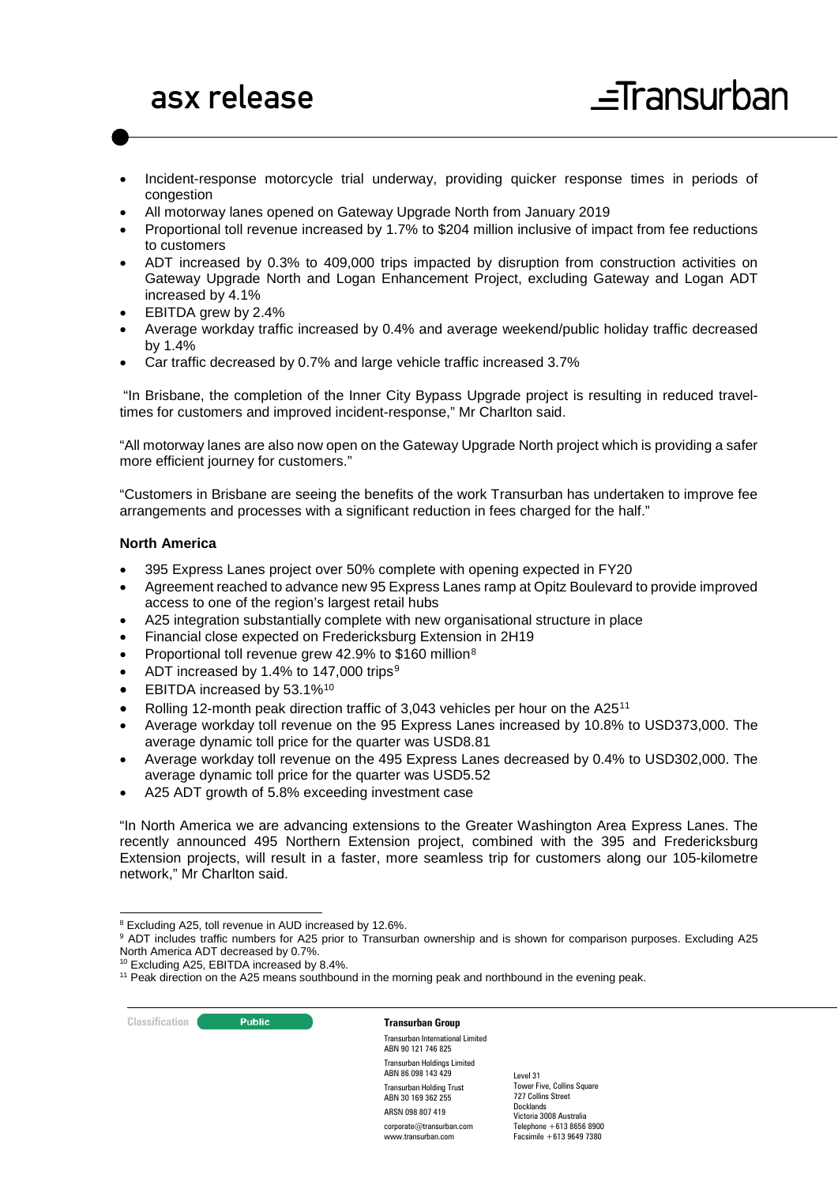- Incident-response motorcycle trial underway, providing quicker response times in periods of congestion
- All motorway lanes opened on Gateway Upgrade North from January 2019
- Proportional toll revenue increased by 1.7% to $204 million inclusive of impact from fee reductions to customers
- ADT increased by 0.3% to 409,000 trips impacted by disruption from construction activities on Gateway Upgrade North and Logan Enhancement Project, excluding Gateway and Logan ADT increased by 4.1%
- EBITDA grew by 2.4%
- Average workday traffic increased by 0.4% and average weekend/public holiday traffic decreased by 1.4%
- Car traffic decreased by 0.7% and large vehicle traffic increased 3.7%

"In Brisbane, the completion of the Inner City Bypass Upgrade project is resulting in reduced travel-times for customers and improved incident-response," Mr Charlton said.

"All motorway lanes are also now open on the Gateway Upgrade North project which is providing a safer more efficient journey for customers."

"Customers in Brisbane are seeing the benefits of the work Transurban has undertaken to improve fee arrangements and processes with a significant reduction in fees charged for the half."

### North America

- 395 Express Lanes project over 50% complete with opening expected in FY20
- Agreement reached to advance new 95 Express Lanes ramp at Opitz Boulevard to provide improved access to one of the region's largest retail hubs
- A25 integration substantially complete with new organisational structure in place
- Financial close expected on Fredericksburg Extension in 2H19
- Proportional toll revenue grew 42.9% to $160 million[8]
- ADT increased by 1.4% to 147,000 trips[9]
- EBITDA increased by 53.1%[10]
- Rolling 12-month peak direction traffic of 3,043 vehicles per hour on the A25[11]
- Average workday toll revenue on the 95 Express Lanes increased by 10.8% to USD373,000. The average dynamic toll price for the quarter was USD8.81
- Average workday toll revenue on the 495 Express Lanes decreased by 0.4% to USD302,000. The average dynamic toll price for the quarter was USD5.52
- A25 ADT growth of 5.8% exceeding investment case

"In North America we are advancing extensions to the Greater Washington Area Express Lanes. The recently announced 495 Northern Extension project, combined with the 395 and Fredericksburg Extension projects, will result in a faster, more seamless trip for customers along our 105-kilometre network," Mr Charlton said.

---

[8] Excluding A25, toll revenue in AUD increased by 12.6%.

[9] ADT includes traffic numbers for A25 prior to Transurban ownership and is shown for comparison purposes. Excluding A25 North America ADT decreased by 0.7%.

[10] Excluding A25, EBITDA increased by 8.4%.

[11] Peak direction on the A25 means southbound in the morning peak and northbound in the evening peak.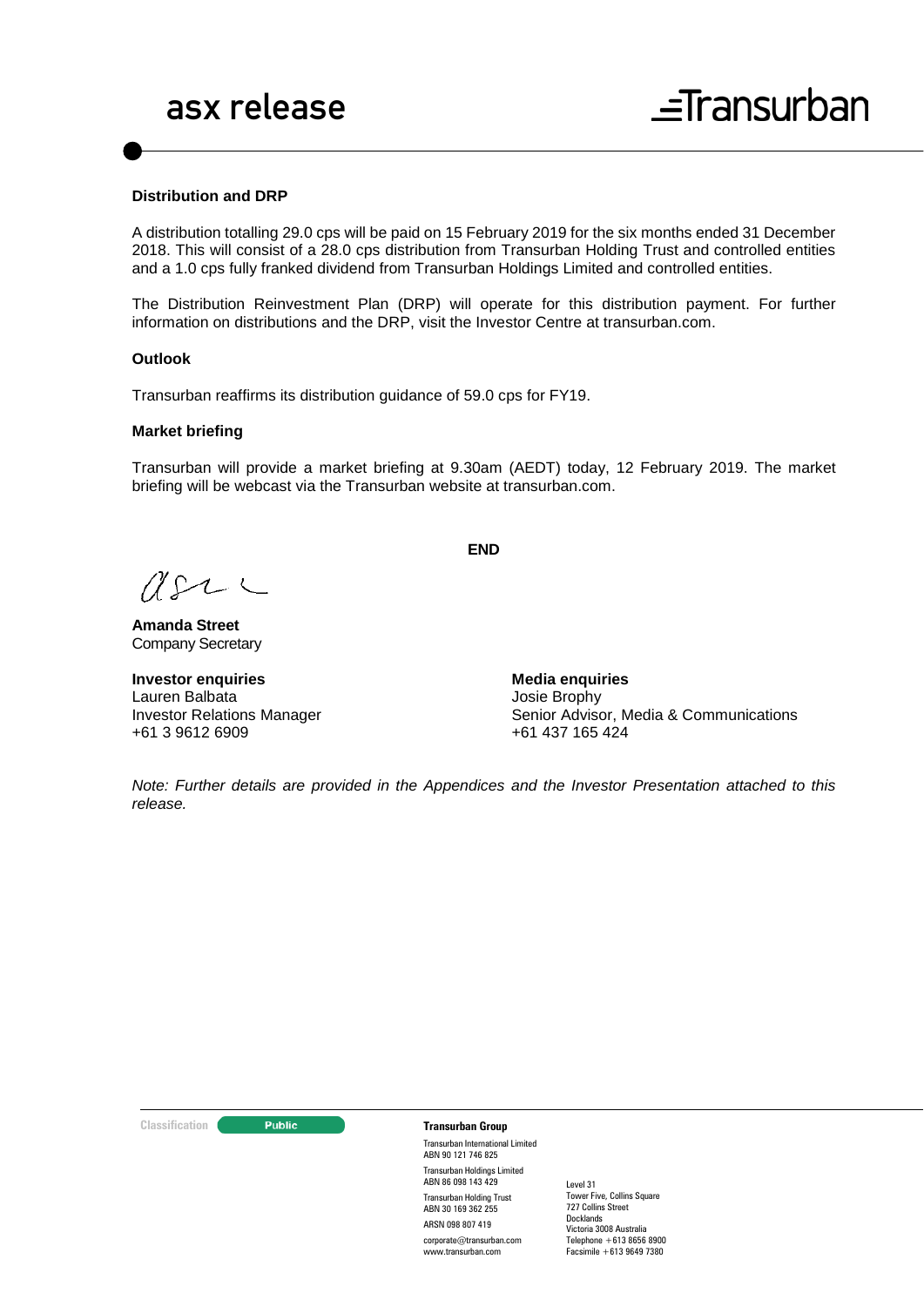### Distribution and DRP

A distribution totalling 29.0 cps will be paid on 15 February 2019 for the six months ended 31 December 2018. This will consist of a 28.0 cps distribution from Transurban Holding Trust and controlled entities and a 1.0 cps fully franked dividend from Transurban Holdings Limited and controlled entities.

The Distribution Reinvestment Plan (DRP) will operate for this distribution payment. For further information on distributions and the DRP, visit the Investor Centre at transurban.com.

### Outlook

Transurban reaffirms its distribution guidance of 59.0 cps for FY19.

### Market briefing

Transurban will provide a market briefing at 9.30am (AEDT) today, 12 February 2019. The market briefing will be webcast via the Transurban website at transurban.com.

**END**

**Amanda Street**
Company Secretary

**Investor enquiries**
Lauren Balbata
Investor Relations Manager
+61 3 9612 6909

**Media enquiries**
Josie Brophy
Senior Advisor, Media & Communications
+61 437 165 424

*Note: Further details are provided in the Appendices and the Investor Presentation attached to this release.*

Classification: Public

**Transurban Group**

Transurban International Limited
ABN 90 121 746 825

Transurban Holdings Limited
ABN 86 098 143 429

Transurban Holding Trust
ABN 30 169 362 255

ARSN 098 807 419

corporate@transurban.com
www.transurban.com

Level 31
Tower Five, Collins Square
727 Collins Street
Docklands
Victoria 3008 Australia
Telephone +613 8656 8900
Facsimile +613 9649 7380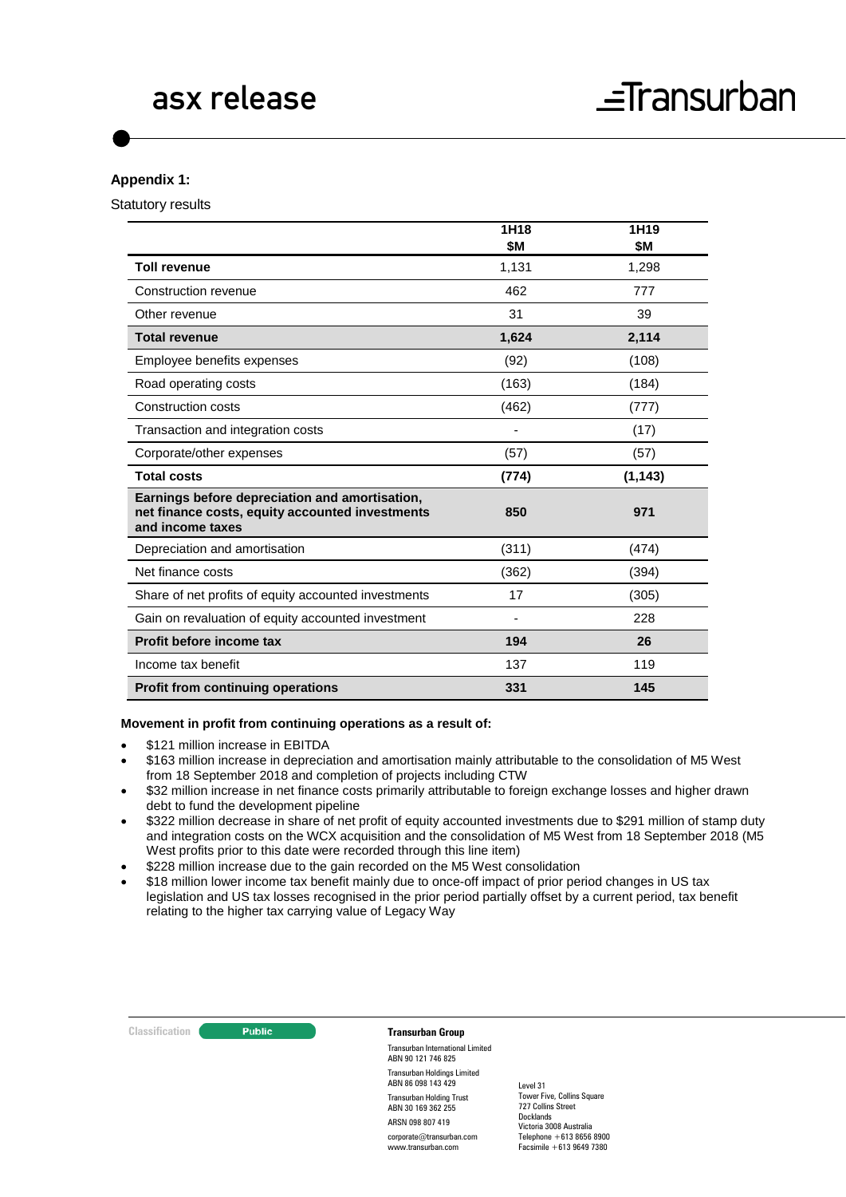**Appendix 1:**

Statutory results

| | 1H18 $M | 1H19 $M |
|---|---|---|
| **Toll revenue** | 1,131 | 1,298 |
| Construction revenue | 462 | 777 |
| Other revenue | 31 | 39 |
| **Total revenue** | **1,624** | **2,114** |
| Employee benefits expenses | (92) | (108) |
| Road operating costs | (163) | (184) |
| Construction costs | (462) | (777) |
| Transaction and integration costs | - | (17) |
| Corporate/other expenses | (57) | (57) |
| **Total costs** | **(774)** | **(1,143)** |
| **Earnings before depreciation and amortisation, net finance costs, equity accounted investments and income taxes** | **850** | **971** |
| Depreciation and amortisation | (311) | (474) |
| Net finance costs | (362) | (394) |
| Share of net profits of equity accounted investments | 17 | (305) |
| Gain on revaluation of equity accounted investment | - | 228 |
| **Profit before income tax** | **194** | **26** |
| Income tax benefit | 137 | 119 |
| **Profit from continuing operations** | **331** | **145** |

**Movement in profit from continuing operations as a result of:**

- $121 million increase in EBITDA
- $163 million increase in depreciation and amortisation mainly attributable to the consolidation of M5 West from 18 September 2018 and completion of projects including CTW
- $32 million increase in net finance costs primarily attributable to foreign exchange losses and higher drawn debt to fund the development pipeline
- $322 million decrease in share of net profit of equity accounted investments due to $291 million of stamp duty and integration costs on the WCX acquisition and the consolidation of M5 West from 18 September 2018 (M5 West profits prior to this date were recorded through this line item)
- $228 million increase due to the gain recorded on the M5 West consolidation
- $18 million lower income tax benefit mainly due to once-off impact of prior period changes in US tax legislation and US tax losses recognised in the prior period partially offset by a current period, tax benefit relating to the higher tax carrying value of Legacy Way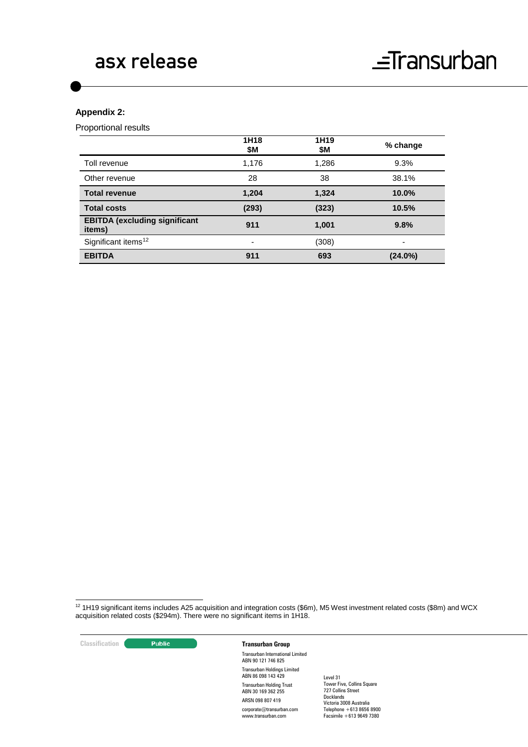**Appendix 2:**

Proportional results

| | 1H18 $M | 1H19 $M | % change |
|---|---|---|---|
| Toll revenue | 1,176 | 1,286 | 9.3% |
| Other revenue | 28 | 38 | 38.1% |
| **Total revenue** | **1,204** | **1,324** | **10.0%** |
| **Total costs** | **(293)** | **(323)** | **10.5%** |
| **EBITDA (excluding significant items)** | **911** | **1,001** | **9.8%** |
| Significant items[12] | - | (308) | - |
| **EBITDA** | **911** | **693** | **(24.0%)** |

[12] 1H19 significant items includes A25 acquisition and integration costs ($6m), M5 West investment related costs ($8m) and WCX acquisition related costs ($294m). There were no significant items in 1H18.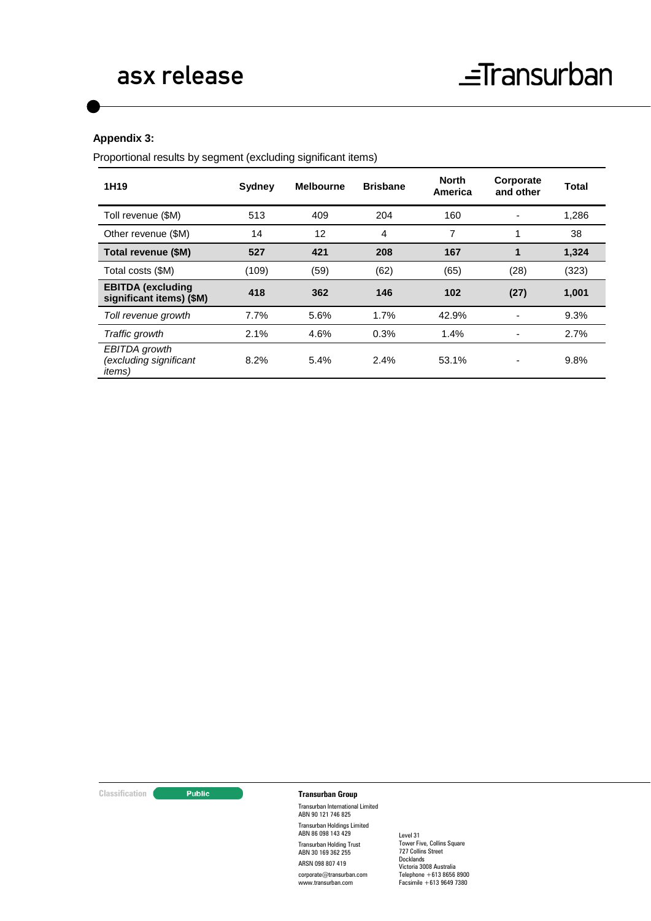**Appendix 3:**

Proportional results by segment (excluding significant items)

| 1H19 | Sydney | Melbourne | Brisbane | North America | Corporate and other | Total |
|---|---|---|---|---|---|---|
| Toll revenue ($M) | 513 | 409 | 204 | 160 | - | 1,286 |
| Other revenue ($M) | 14 | 12 | 4 | 7 | 1 | 38 |
| **Total revenue ($M)** | **527** | **421** | **208** | **167** | **1** | **1,324** |
| Total costs ($M) | (109) | (59) | (62) | (65) | (28) | (323) |
| **EBITDA (excluding significant items) ($M)** | **418** | **362** | **146** | **102** | **(27)** | **1,001** |
| *Toll revenue growth* | 7.7% | 5.6% | 1.7% | 42.9% | - | 9.3% |
| *Traffic growth* | 2.1% | 4.6% | 0.3% | 1.4% | - | 2.7% |
| *EBITDA growth (excluding significant items)* | 8.2% | 5.4% | 2.4% | 53.1% | - | 9.8% |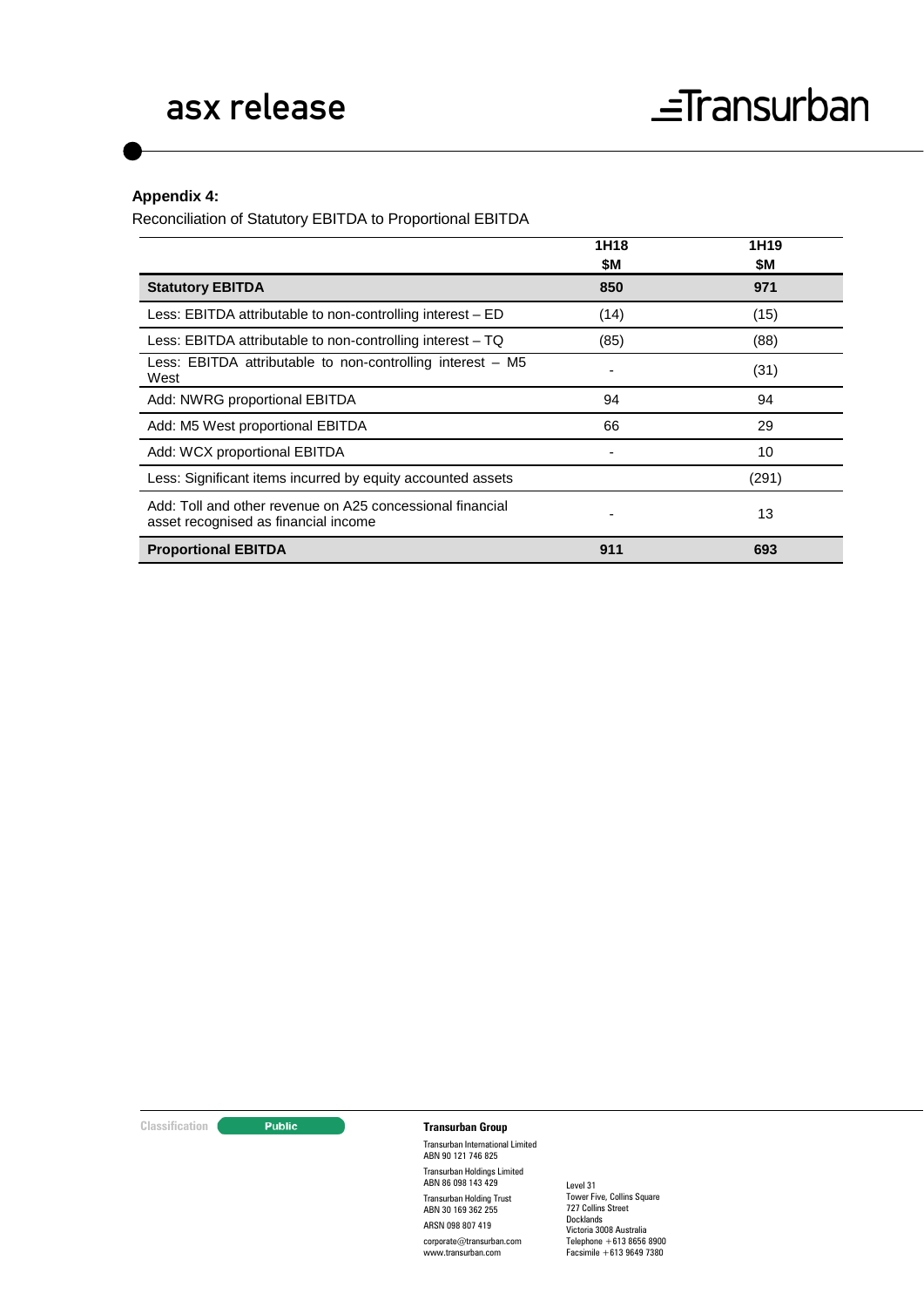**Appendix 4:**

Reconciliation of Statutory EBITDA to Proportional EBITDA

| | 1H18 $M | 1H19 $M |
|---|---|---|
| **Statutory EBITDA** | **850** | **971** |
| Less: EBITDA attributable to non-controlling interest – ED | (14) | (15) |
| Less: EBITDA attributable to non-controlling interest – TQ | (85) | (88) |
| Less: EBITDA attributable to non-controlling interest – M5 West | - | (31) |
| Add: NWRG proportional EBITDA | 94 | 94 |
| Add: M5 West proportional EBITDA | 66 | 29 |
| Add: WCX proportional EBITDA | - | 10 |
| Less: Significant items incurred by equity accounted assets | | (291) |
| Add: Toll and other revenue on A25 concessional financial asset recognised as financial income | - | 13 |
| **Proportional EBITDA** | **911** | **693** |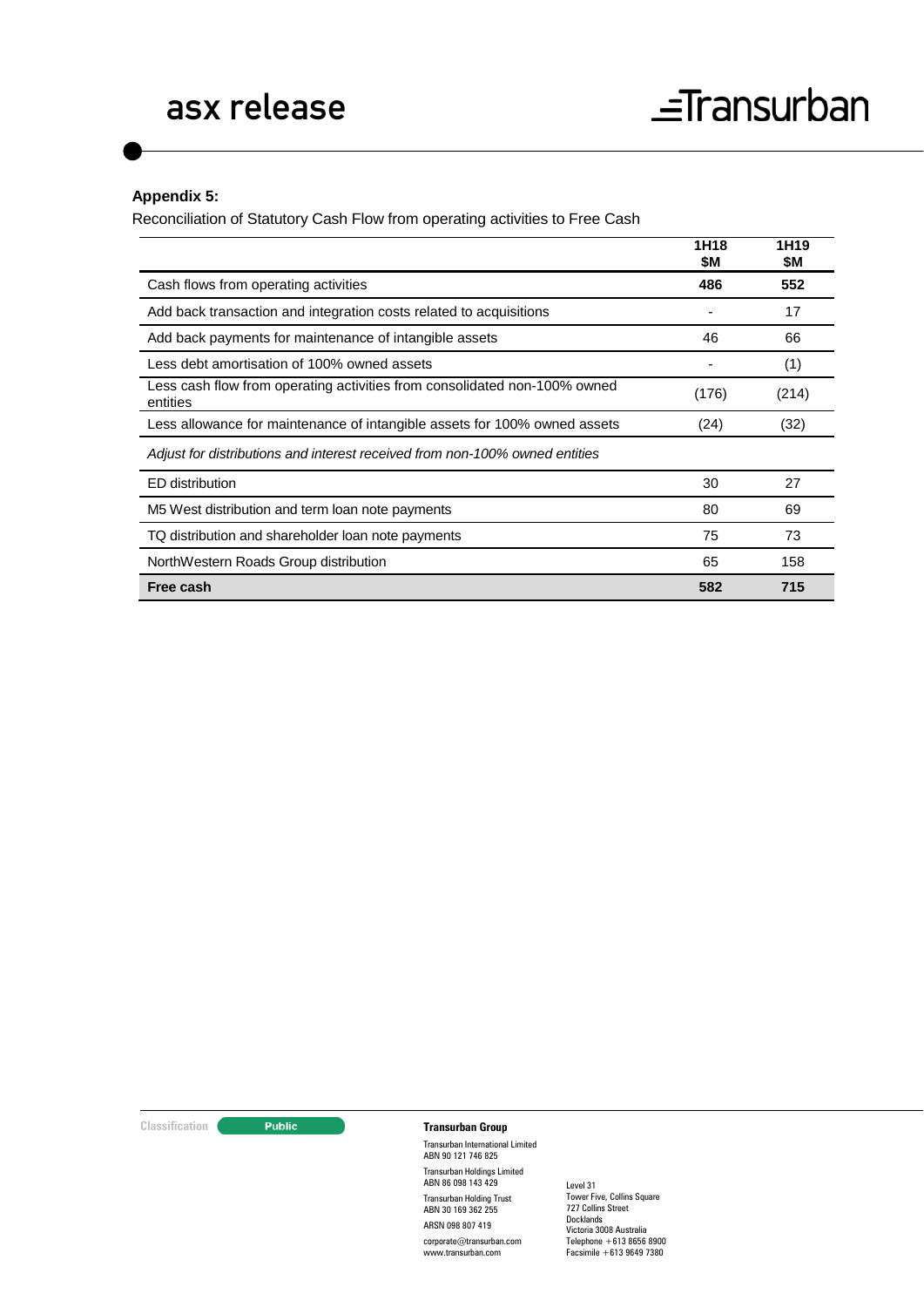**Appendix 5:**

Reconciliation of Statutory Cash Flow from operating activities to Free Cash

| | 1H18 $M | 1H19 $M |
|---|---|---|
| Cash flows from operating activities | **486** | **552** |
| Add back transaction and integration costs related to acquisitions | - | 17 |
| Add back payments for maintenance of intangible assets | 46 | 66 |
| Less debt amortisation of 100% owned assets | - | (1) |
| Less cash flow from operating activities from consolidated non-100% owned entities | (176) | (214) |
| Less allowance for maintenance of intangible assets for 100% owned assets | (24) | (32) |
| *Adjust for distributions and interest received from non-100% owned entities* | | |
| ED distribution | 30 | 27 |
| M5 West distribution and term loan note payments | 80 | 69 |
| TQ distribution and shareholder loan note payments | 75 | 73 |
| NorthWestern Roads Group distribution | 65 | 158 |
| **Free cash** | **582** | **715** |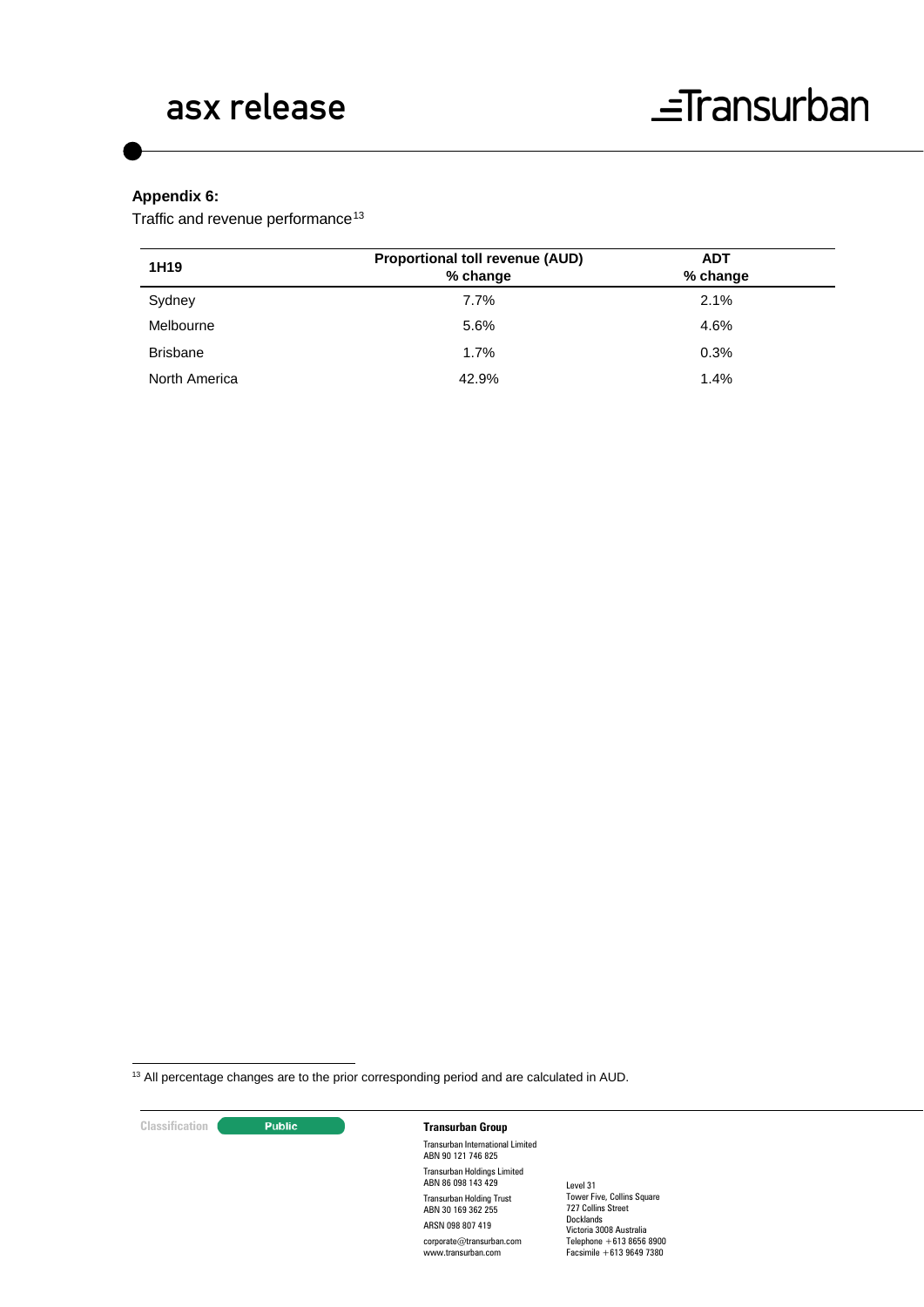**Appendix 6:**

Traffic and revenue performance[13]

| 1H19 | Proportional toll revenue (AUD) % change | ADT % change |
|---|---|---|
| Sydney | 7.7% | 2.1% |
| Melbourne | 5.6% | 4.6% |
| Brisbane | 1.7% | 0.3% |
| North America | 42.9% | 1.4% |

[13] All percentage changes are to the prior corresponding period and are calculated in AUD.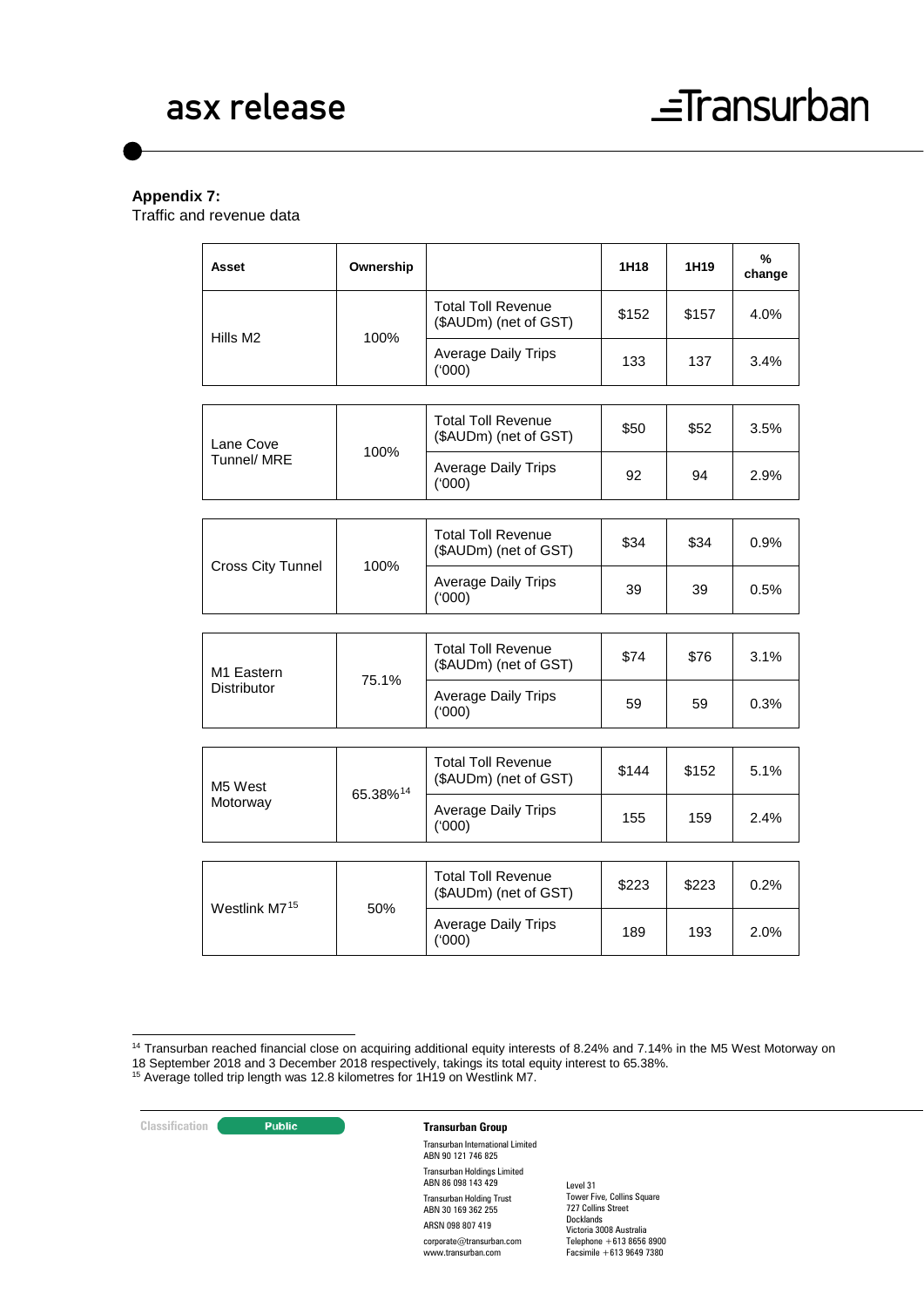**Appendix 7:**
Traffic and revenue data

| Asset | Ownership | | 1H18 | 1H19 | % change |
|---|---|---|---|---|---|
| Hills M2 | 100% | Total Toll Revenue ($AUDm) (net of GST) | $152 | $157 | 4.0% |
| | | Average Daily Trips ('000) | 133 | 137 | 3.4% |
| Lane Cove Tunnel/ MRE | 100% | Total Toll Revenue ($AUDm) (net of GST) | $50 | $52 | 3.5% |
| | | Average Daily Trips ('000) | 92 | 94 | 2.9% |
| Cross City Tunnel | 100% | Total Toll Revenue ($AUDm) (net of GST) | $34 | $34 | 0.9% |
| | | Average Daily Trips ('000) | 39 | 39 | 0.5% |
| M1 Eastern Distributor | 75.1% | Total Toll Revenue ($AUDm) (net of GST) | $74 | $76 | 3.1% |
| | | Average Daily Trips ('000) | 59 | 59 | 0.3% |
| M5 West Motorway | 65.38%[14] | Total Toll Revenue ($AUDm) (net of GST) | $144 | $152 | 5.1% |
| | | Average Daily Trips ('000) | 155 | 159 | 2.4% |
| Westlink M7[15] | 50% | Total Toll Revenue ($AUDm) (net of GST) | $223 | $223 | 0.2% |
| | | Average Daily Trips ('000) | 189 | 193 | 2.0% |

[14] Transurban reached financial close on acquiring additional equity interests of 8.24% and 7.14% in the M5 West Motorway on 18 September 2018 and 3 December 2018 respectively, takings its total equity interest to 65.38%.
[15] Average tolled trip length was 12.8 kilometres for 1H19 on Westlink M7.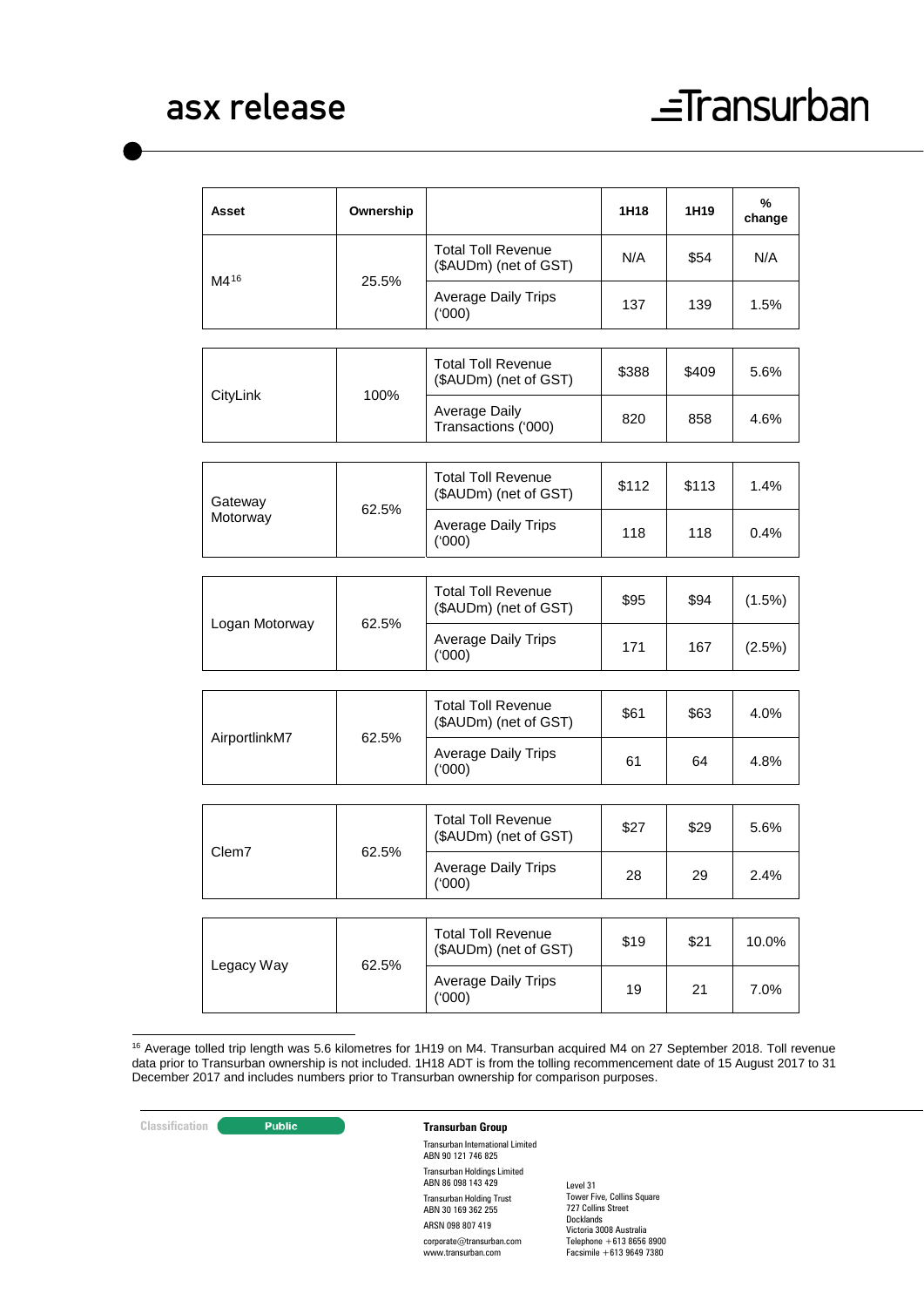| Asset | Ownership | | 1H18 | 1H19 | % change |
|---|---|---|---|---|---|
| M4[16] | 25.5% | Total Toll Revenue ($AUDm) (net of GST) | N/A | $54 | N/A |
| | | Average Daily Trips ('000) | 137 | 139 | 1.5% |
| CityLink | 100% | Total Toll Revenue ($AUDm) (net of GST) | $388 | $409 | 5.6% |
| | | Average Daily Transactions ('000) | 820 | 858 | 4.6% |
| Gateway Motorway | 62.5% | Total Toll Revenue ($AUDm) (net of GST) | $112 | $113 | 1.4% |
| | | Average Daily Trips ('000) | 118 | 118 | 0.4% |
| Logan Motorway | 62.5% | Total Toll Revenue ($AUDm) (net of GST) | $95 | $94 | (1.5%) |
| | | Average Daily Trips ('000) | 171 | 167 | (2.5%) |
| AirportlinkM7 | 62.5% | Total Toll Revenue ($AUDm) (net of GST) | $61 | $63 | 4.0% |
| | | Average Daily Trips ('000) | 61 | 64 | 4.8% |
| Clem7 | 62.5% | Total Toll Revenue ($AUDm) (net of GST) | $27 | $29 | 5.6% |
| | | Average Daily Trips ('000) | 28 | 29 | 2.4% |
| Legacy Way | 62.5% | Total Toll Revenue ($AUDm) (net of GST) | $19 | $21 | 10.0% |
| | | Average Daily Trips ('000) | 19 | 21 | 7.0% |

[16] Average tolled trip length was 5.6 kilometres for 1H19 on M4. Transurban acquired M4 on 27 September 2018. Toll revenue data prior to Transurban ownership is not included. 1H18 ADT is from the tolling recommencement date of 15 August 2017 to 31 December 2017 and includes numbers prior to Transurban ownership for comparison purposes.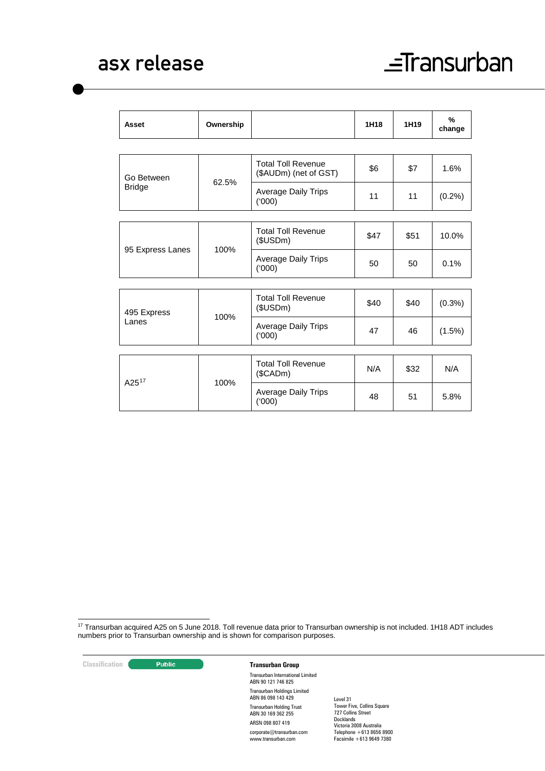| Asset | Ownership | | 1H18 | 1H19 | % change |
|---|---|---|---|---|---|
| Go Between Bridge | 62.5% | Total Toll Revenue ($AUDm) (net of GST) | $6 | $7 | 1.6% |
| | | Average Daily Trips ('000) | 11 | 11 | (0.2%) |
| 95 Express Lanes | 100% | Total Toll Revenue ($USDm) | $47 | $51 | 10.0% |
| | | Average Daily Trips ('000) | 50 | 50 | 0.1% |
| 495 Express Lanes | 100% | Total Toll Revenue ($USDm) | $40 | $40 | (0.3%) |
| | | Average Daily Trips ('000) | 47 | 46 | (1.5%) |
| A25[17] | 100% | Total Toll Revenue ($CADm) | N/A | $32 | N/A |
| | | Average Daily Trips ('000) | 48 | 51 | 5.8% |

[17] Transurban acquired A25 on 5 June 2018. Toll revenue data prior to Transurban ownership is not included. 1H18 ADT includes numbers prior to Transurban ownership and is shown for comparison purposes.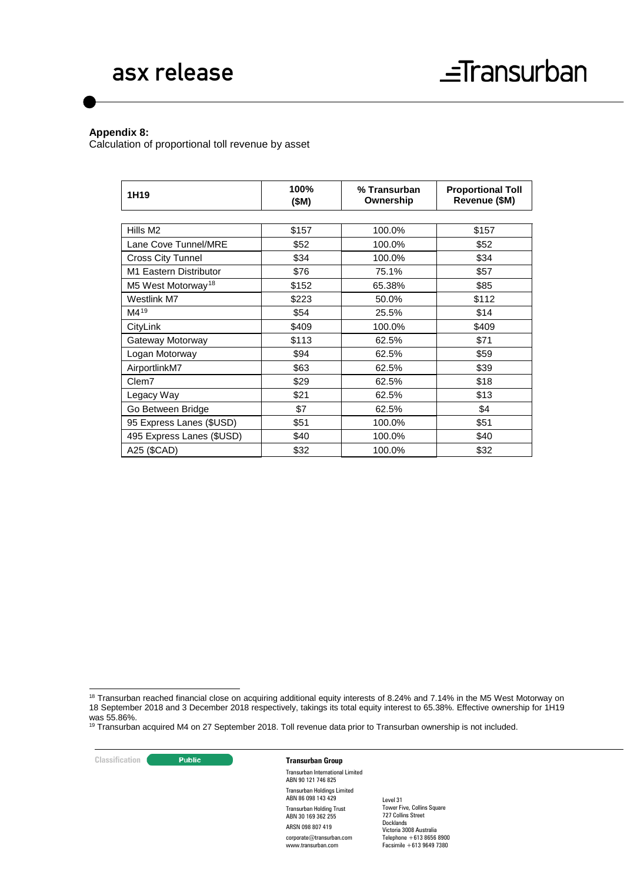**Appendix 8:**
Calculation of proportional toll revenue by asset

| 1H19 | 100% ($M) | % Transurban Ownership | Proportional Toll Revenue ($M) |
|---|---|---|---|
| Hills M2 | $157 | 100.0% | $157 |
| Lane Cove Tunnel/MRE | $52 | 100.0% | $52 |
| Cross City Tunnel | $34 | 100.0% | $34 |
| M1 Eastern Distributor | $76 | 75.1% | $57 |
| M5 West Motorway[18] | $152 | 65.38% | $85 |
| Westlink M7 | $223 | 50.0% | $112 |
| M4[19] | $54 | 25.5% | $14 |
| CityLink | $409 | 100.0% | $409 |
| Gateway Motorway | $113 | 62.5% | $71 |
| Logan Motorway | $94 | 62.5% | $59 |
| AirportlinkM7 | $63 | 62.5% | $39 |
| Clem7 | $29 | 62.5% | $18 |
| Legacy Way | $21 | 62.5% | $13 |
| Go Between Bridge | $7 | 62.5% | $4 |
| 95 Express Lanes ($USD) | $51 | 100.0% | $51 |
| 495 Express Lanes ($USD) | $40 | 100.0% | $40 |
| A25 ($CAD) | $32 | 100.0% | $32 |

[18] Transurban reached financial close on acquiring additional equity interests of 8.24% and 7.14% in the M5 West Motorway on 18 September 2018 and 3 December 2018 respectively, takings its total equity interest to 65.38%. Effective ownership for 1H19 was 55.86%.

[19] Transurban acquired M4 on 27 September 2018. Toll revenue data prior to Transurban ownership is not included.